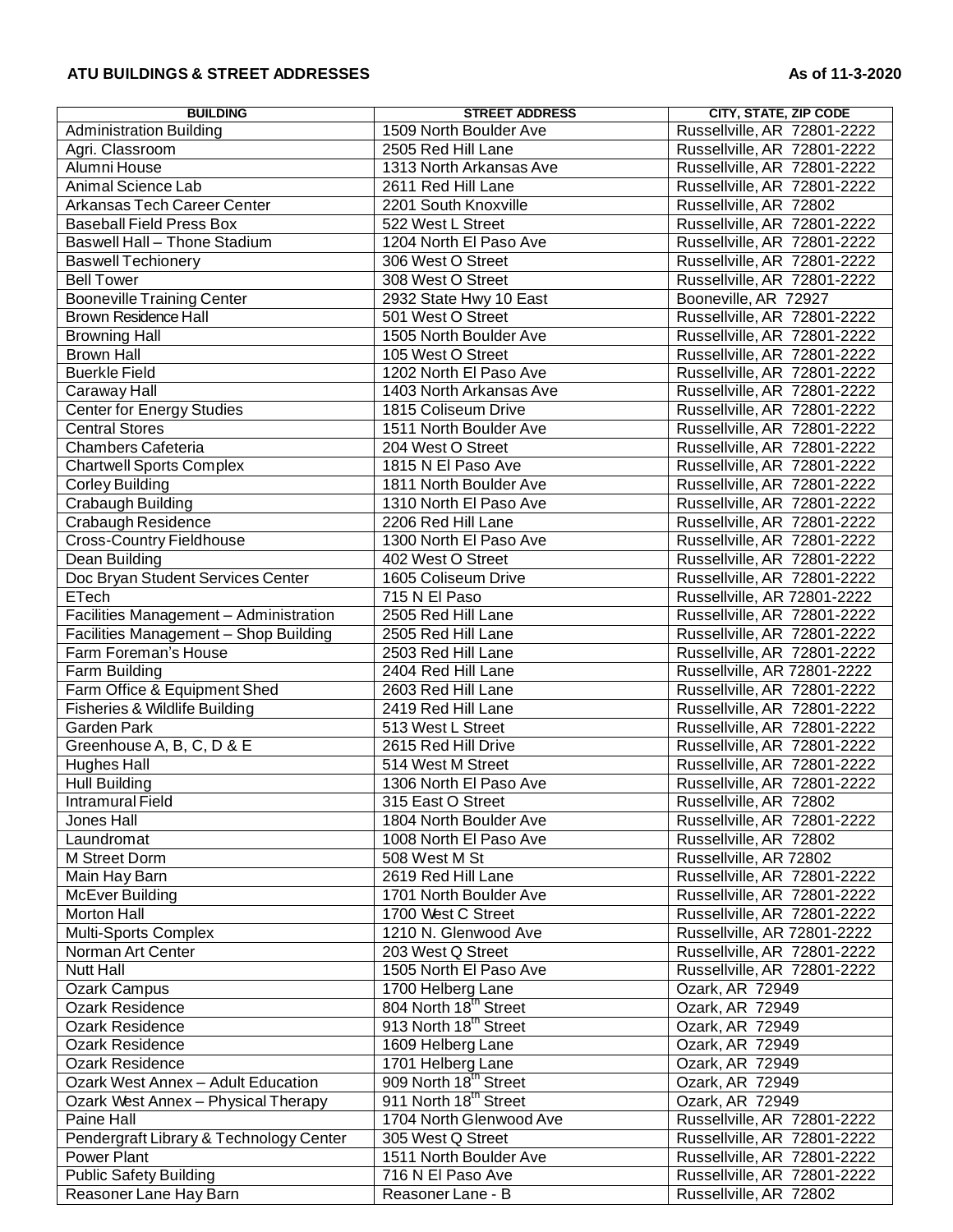**ATU BUILDINGS & STREET ADDRESSES** **As of 11-3-2020**

| BUILDING | STREET ADDRESS | CITY, STATE, ZIP CODE |
|---|---|---|
| Administration Building | 1509 North Boulder Ave | Russellville, AR 72801-2222 |
| Agri. Classroom | 2505 Red Hill Lane | Russellville, AR 72801-2222 |
| Alumni House | 1313 North Arkansas Ave | Russellville, AR 72801-2222 |
| Animal Science Lab | 2611 Red Hill Lane | Russellville, AR 72801-2222 |
| Arkansas Tech Career Center | 2201 South Knoxville | Russellville, AR 72802 |
| Baseball Field Press Box | 522 West L Street | Russellville, AR 72801-2222 |
| Baswell Hall – Thone Stadium | 1204 North El Paso Ave | Russellville, AR 72801-2222 |
| Baswell Techionery | 306 West O Street | Russellville, AR 72801-2222 |
| Bell Tower | 308 West O Street | Russellville, AR 72801-2222 |
| Booneville Training Center | 2932 State Hwy 10 East | Booneville, AR 72927 |
| Brown Residence Hall | 501 West O Street | Russellville, AR 72801-2222 |
| Browning Hall | 1505 North Boulder Ave | Russellville, AR 72801-2222 |
| Brown Hall | 105 West O Street | Russellville, AR 72801-2222 |
| Buerkle Field | 1202 North El Paso Ave | Russellville, AR 72801-2222 |
| Caraway Hall | 1403 North Arkansas Ave | Russellville, AR 72801-2222 |
| Center for Energy Studies | 1815 Coliseum Drive | Russellville, AR 72801-2222 |
| Central Stores | 1511 North Boulder Ave | Russellville, AR 72801-2222 |
| Chambers Cafeteria | 204 West O Street | Russellville, AR 72801-2222 |
| Chartwell Sports Complex | 1815 N El Paso Ave | Russellville, AR 72801-2222 |
| Corley Building | 1811 North Boulder Ave | Russellville, AR 72801-2222 |
| Crabaugh Building | 1310 North El Paso Ave | Russellville, AR 72801-2222 |
| Crabaugh Residence | 2206 Red Hill Lane | Russellville, AR 72801-2222 |
| Cross-Country Fieldhouse | 1300 North El Paso Ave | Russellville, AR 72801-2222 |
| Dean Building | 402 West O Street | Russellville, AR 72801-2222 |
| Doc Bryan Student Services Center | 1605 Coliseum Drive | Russellville, AR 72801-2222 |
| ETech | 715 N El Paso | Russellville, AR 72801-2222 |
| Facilities Management – Administration | 2505 Red Hill Lane | Russellville, AR 72801-2222 |
| Facilities Management – Shop Building | 2505 Red Hill Lane | Russellville, AR 72801-2222 |
| Farm Foreman's House | 2503 Red Hill Lane | Russellville, AR 72801-2222 |
| Farm Building | 2404 Red Hill Lane | Russellville, AR 72801-2222 |
| Farm Office & Equipment Shed | 2603 Red Hill Lane | Russellville, AR 72801-2222 |
| Fisheries & Wildlife Building | 2419 Red Hill Lane | Russellville, AR 72801-2222 |
| Garden Park | 513 West L Street | Russellville, AR 72801-2222 |
| Greenhouse A, B, C, D & E | 2615 Red Hill Drive | Russellville, AR 72801-2222 |
| Hughes Hall | 514 West M Street | Russellville, AR 72801-2222 |
| Hull Building | 1306 North El Paso Ave | Russellville, AR 72801-2222 |
| Intramural Field | 315 East O Street | Russellville, AR 72802 |
| Jones Hall | 1804 North Boulder Ave | Russellville, AR 72801-2222 |
| Laundromat | 1008 North El Paso Ave | Russellville, AR 72802 |
| M Street Dorm | 508 West M St | Russellville, AR 72802 |
| Main Hay Barn | 2619 Red Hill Lane | Russellville, AR 72801-2222 |
| McEver Building | 1701 North Boulder Ave | Russellville, AR 72801-2222 |
| Morton Hall | 1700 West C Street | Russellville, AR 72801-2222 |
| Multi-Sports Complex | 1210 N. Glenwood Ave | Russellville, AR 72801-2222 |
| Norman Art Center | 203 West Q Street | Russellville, AR 72801-2222 |
| Nutt Hall | 1505 North El Paso Ave | Russellville, AR 72801-2222 |
| Ozark Campus | 1700 Helberg Lane | Ozark, AR 72949 |
| Ozark Residence | 804 North 18th Street | Ozark, AR 72949 |
| Ozark Residence | 913 North 18th Street | Ozark, AR 72949 |
| Ozark Residence | 1609 Helberg Lane | Ozark, AR 72949 |
| Ozark Residence | 1701 Helberg Lane | Ozark, AR 72949 |
| Ozark West Annex – Adult Education | 909 North 18th Street | Ozark, AR 72949 |
| Ozark West Annex – Physical Therapy | 911 North 18th Street | Ozark, AR 72949 |
| Paine Hall | 1704 North Glenwood Ave | Russellville, AR 72801-2222 |
| Pendergraft Library & Technology Center | 305 West Q Street | Russellville, AR 72801-2222 |
| Power Plant | 1511 North Boulder Ave | Russellville, AR 72801-2222 |
| Public Safety Building | 716 N El Paso Ave | Russellville, AR 72801-2222 |
| Reasoner Lane Hay Barn | Reasoner Lane - B | Russellville, AR 72802 |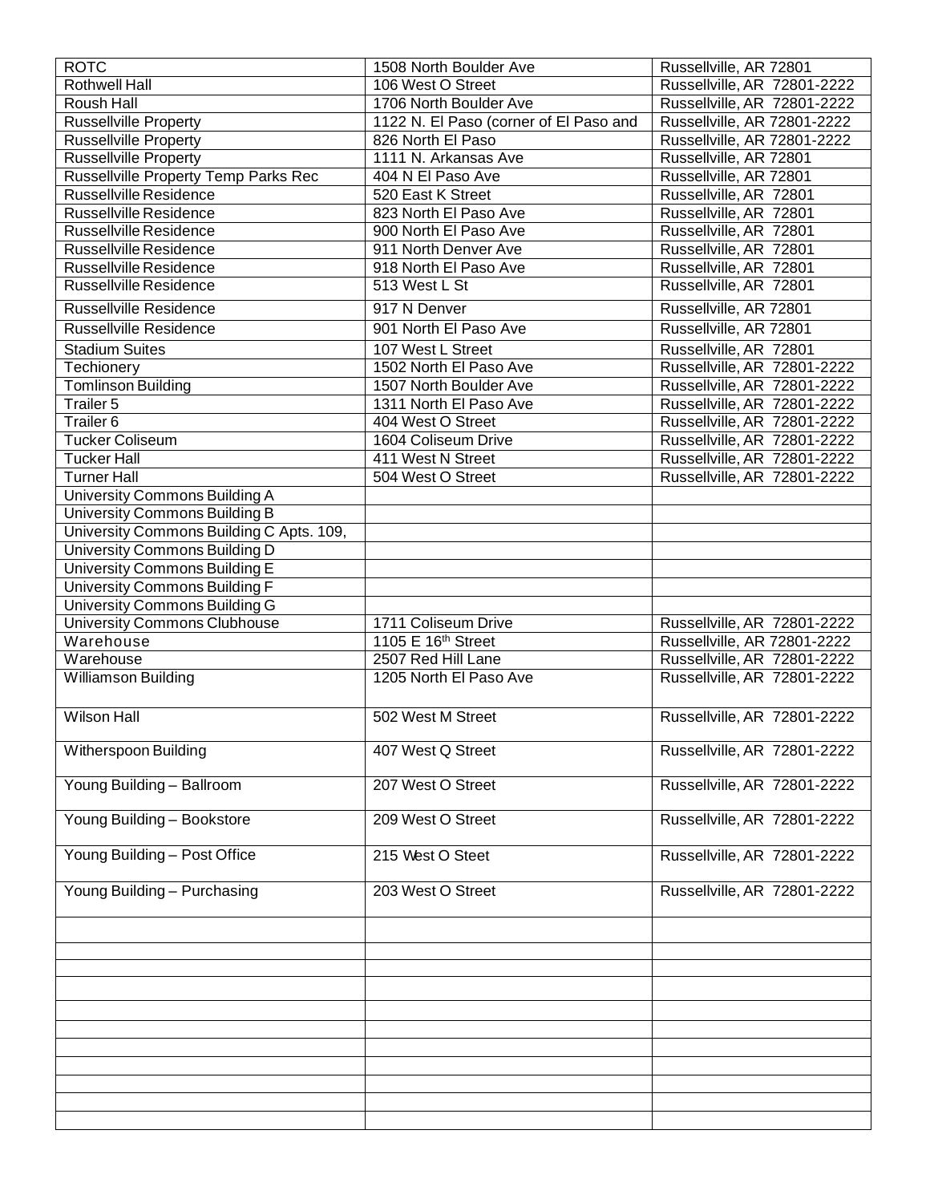| | | |
|---|---|---|
| ROTC | 1508 North Boulder Ave | Russellville, AR 72801 |
| Rothwell Hall | 106 West O Street | Russellville, AR 72801-2222 |
| Roush Hall | 1706 North Boulder Ave | Russellville, AR 72801-2222 |
| Russellville Property | 1122 N. El Paso (corner of El Paso and | Russellville, AR 72801-2222 |
| Russellville Property | 826 North El Paso | Russellville, AR 72801-2222 |
| Russellville Property | 1111 N. Arkansas Ave | Russellville, AR 72801 |
| Russellville Property Temp Parks Rec | 404 N El Paso Ave | Russellville, AR 72801 |
| Russellville Residence | 520 East K Street | Russellville, AR 72801 |
| Russellville Residence | 823 North El Paso Ave | Russellville, AR 72801 |
| Russellville Residence | 900 North El Paso Ave | Russellville, AR 72801 |
| Russellville Residence | 911 North Denver Ave | Russellville, AR 72801 |
| Russellville Residence | 918 North El Paso Ave | Russellville, AR 72801 |
| Russellville Residence | 513 West L St | Russellville, AR 72801 |
| Russellville Residence | 917 N Denver | Russellville, AR 72801 |
| Russellville Residence | 901 North El Paso Ave | Russellville, AR 72801 |
| Stadium Suites | 107 West L Street | Russellville, AR 72801 |
| Techionery | 1502 North El Paso Ave | Russellville, AR 72801-2222 |
| Tomlinson Building | 1507 North Boulder Ave | Russellville, AR 72801-2222 |
| Trailer 5 | 1311 North El Paso Ave | Russellville, AR 72801-2222 |
| Trailer 6 | 404 West O Street | Russellville, AR 72801-2222 |
| Tucker Coliseum | 1604 Coliseum Drive | Russellville, AR 72801-2222 |
| Tucker Hall | 411 West N Street | Russellville, AR 72801-2222 |
| Turner Hall | 504 West O Street | Russellville, AR 72801-2222 |
| University Commons Building A | | |
| University Commons Building B | | |
| University Commons Building C Apts. 109, | | |
| University Commons Building D | | |
| University Commons Building E | | |
| University Commons Building F | | |
| University Commons Building G | | |
| University Commons Clubhouse | 1711 Coliseum Drive | Russellville, AR 72801-2222 |
| Warehouse | 1105 E 16th Street | Russellville, AR 72801-2222 |
| Warehouse | 2507 Red Hill Lane | Russellville, AR 72801-2222 |
| Williamson Building | 1205 North El Paso Ave | Russellville, AR 72801-2222 |
| Wilson Hall | 502 West M Street | Russellville, AR 72801-2222 |
| Witherspoon Building | 407 West Q Street | Russellville, AR 72801-2222 |
| Young Building – Ballroom | 207 West O Street | Russellville, AR 72801-2222 |
| Young Building – Bookstore | 209 West O Street | Russellville, AR 72801-2222 |
| Young Building – Post Office | 215 West O Steet | Russellville, AR 72801-2222 |
| Young Building – Purchasing | 203 West O Street | Russellville, AR 72801-2222 |